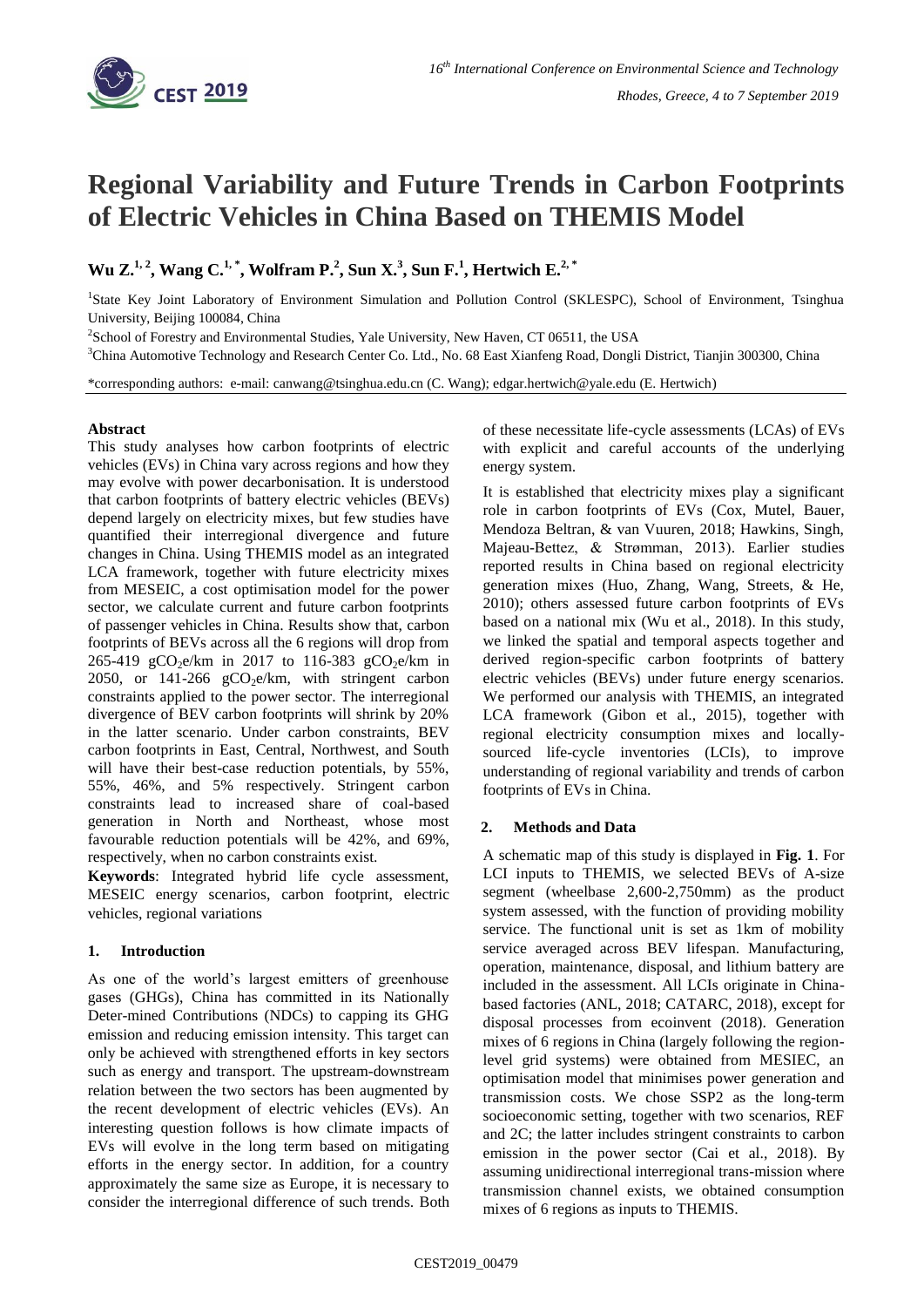# Regional Variability and Future Trends in Carbon Footprints of Electric Vehicles in China Based on THEMIS Model

**Wu Z.[1,2], Wang C.[1,*], Wolfram P.[2], Sun X.[3], Sun F.[1], Hertwich E.[2,*]**

[1]State Key Joint Laboratory of Environment Simulation and Pollution Control (SKLESPC), School of Environment, Tsinghua University, Beijing 100084, China

[2]School of Forestry and Environmental Studies, Yale University, New Haven, CT 06511, the USA

[3]China Automotive Technology and Research Center Co. Ltd., No. 68 East Xianfeng Road, Dongli District, Tianjin 300300, China

*corresponding authors: e-mail: canwang@tsinghua.edu.cn (C. Wang); edgar.hertwich@yale.edu (E. Hertwich)

**Abstract**

This study analyses how carbon footprints of electric vehicles (EVs) in China vary across regions and how they may evolve with power decarbonisation. It is understood that carbon footprints of battery electric vehicles (BEVs) depend largely on electricity mixes, but few studies have quantified their interregional divergence and future changes in China. Using THEMIS model as an integrated LCA framework, together with future electricity mixes from MESEIC, a cost optimisation model for the power sector, we calculate current and future carbon footprints of passenger vehicles in China. Results show that, carbon footprints of BEVs across all the 6 regions will drop from 265-419 $gCO_2e/km$ in 2017 to 116-383 $gCO_2e/km$ in 2050, or 141-266 $gCO_2e/km$, with stringent carbon constraints applied to the power sector. The interregional divergence of BEV carbon footprints will shrink by 20% in the latter scenario. Under carbon constraints, BEV carbon footprints in East, Central, Northwest, and South will have their best-case reduction potentials, by 55%, 55%, 46%, and 5% respectively. Stringent carbon constraints lead to increased share of coal-based generation in North and Northeast, whose most favourable reduction potentials will be 42%, and 69%, respectively, when no carbon constraints exist.

**Keywords**: Integrated hybrid life cycle assessment, MESEIC energy scenarios, carbon footprint, electric vehicles, regional variations

## 1. Introduction

As one of the world's largest emitters of greenhouse gases (GHGs), China has committed in its Nationally Deter-mined Contributions (NDCs) to capping its GHG emission and reducing emission intensity. This target can only be achieved with strengthened efforts in key sectors such as energy and transport. The upstream-downstream relation between the two sectors has been augmented by the recent development of electric vehicles (EVs). An interesting question follows is how climate impacts of EVs will evolve in the long term based on mitigating efforts in the energy sector. In addition, for a country approximately the same size as Europe, it is necessary to consider the interregional difference of such trends. Both of these necessitate life-cycle assessments (LCAs) of EVs with explicit and careful accounts of the underlying energy system.

It is established that electricity mixes play a significant role in carbon footprints of EVs (Cox, Mutel, Bauer, Mendoza Beltran, & van Vuuren, 2018; Hawkins, Singh, Majeau-Bettez, & Strømman, 2013). Earlier studies reported results in China based on regional electricity generation mixes (Huo, Zhang, Wang, Streets, & He, 2010); others assessed future carbon footprints of EVs based on a national mix (Wu et al., 2018). In this study, we linked the spatial and temporal aspects together and derived region-specific carbon footprints of battery electric vehicles (BEVs) under future energy scenarios. We performed our analysis with THEMIS, an integrated LCA framework (Gibon et al., 2015), together with regional electricity consumption mixes and locally-sourced life-cycle inventories (LCIs), to improve understanding of regional variability and trends of carbon footprints of EVs in China.

## 2. Methods and Data

A schematic map of this study is displayed in **Fig. 1**. For LCI inputs to THEMIS, we selected BEVs of A-size segment (wheelbase 2,600-2,750mm) as the product system assessed, with the function of providing mobility service. The functional unit is set as 1km of mobility service averaged across BEV lifespan. Manufacturing, operation, maintenance, disposal, and lithium battery are included in the assessment. All LCIs originate in China-based factories (ANL, 2018; CATARC, 2018), except for disposal processes from ecoinvent (2018). Generation mixes of 6 regions in China (largely following the region-level grid systems) were obtained from MESIEC, an optimisation model that minimises power generation and transmission costs. We chose SSP2 as the long-term socioeconomic setting, together with two scenarios, REF and 2C; the latter includes stringent constraints to carbon emission in the power sector (Cai et al., 2018). By assuming unidirectional interregional trans-mission where transmission channel exists, we obtained consumption mixes of 6 regions as inputs to THEMIS.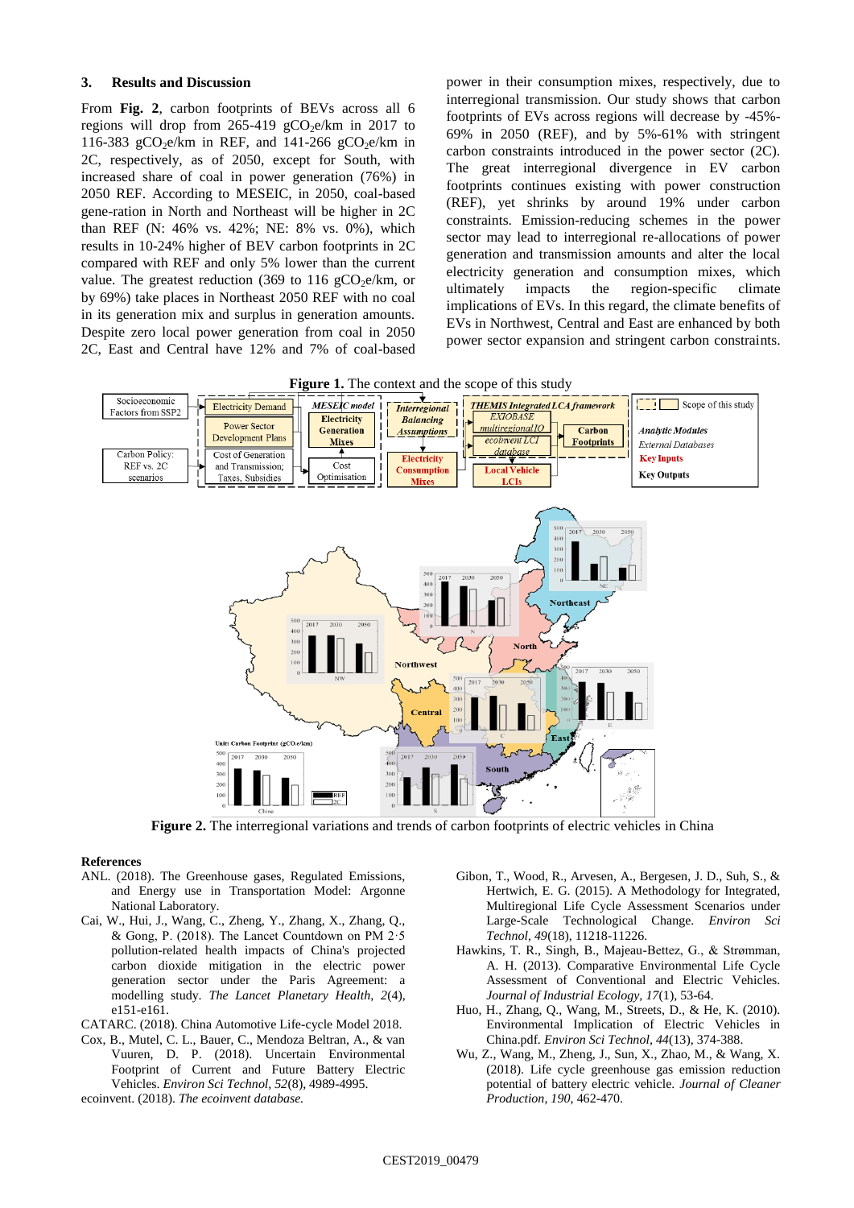## 3. Results and Discussion

From **Fig. 2**, carbon footprints of BEVs across all 6 regions will drop from 265-419 $gCO_2e/km$ in 2017 to 116-383 $gCO_2e/km$ in REF, and 141-266 $gCO_2e/km$ in 2C, respectively, as of 2050, except for South, with increased share of coal in power generation (76%) in 2050 REF. According to MESEIC, in 2050, coal-based gene-ration in North and Northeast will be higher in 2C than REF (N: 46% vs. 42%; NE: 8% vs. 0%), which results in 10-24% higher of BEV carbon footprints in 2C compared with REF and only 5% lower than the current value. The greatest reduction (369 to 116 $gCO_2e/km$, or by 69%) take places in Northeast 2050 REF with no coal in its generation mix and surplus in generation amounts. Despite zero local power generation from coal in 2050 2C, East and Central have 12% and 7% of coal-based power in their consumption mixes, respectively, due to interregional transmission. Our study shows that carbon footprints of EVs across regions will decrease by -45%-69% in 2050 (REF), and by 5%-61% with stringent carbon constraints introduced in the power sector (2C). The great interregional divergence in EV carbon footprints continues existing with power construction (REF), yet shrinks by around 19% under carbon constraints. Emission-reducing schemes in the power sector may lead to interregional re-allocations of power generation and transmission amounts and alter the local electricity generation and consumption mixes, which ultimately impacts the region-specific climate implications of EVs. In this regard, the climate benefits of EVs in Northwest, Central and East are enhanced by both power sector expansion and stringent carbon constraints.

**Figure 1.** The context and the scope of this study

Socioeconomic Factors from SSP2
Carbon Policy: REF vs. 2C scenarios
Electricity Demand
Power Sector Development Plans
Cost of Generation and Transmission; Taxes, Subsidies
MESEIC model
Electricity Generation Mixes
Cost Optimisation
Interregional Balancing Assumptions
Electricity Consumption Mixes
THEMIS Integrated LCA framework
EXIOBASE multiregional IO
ecoinvent LCI database
Carbon Footprints
Local Vehicle LCIs
Scope of this study
Analytic Modules
External Databases
Key Inputs
Key Outputs

Unit: Carbon Footprint ($gCO_2e/km$)
2017 2030 2050
REF
2C
Northeast
North
Northwest
Central
East
South
China

**Figure 2.** The interregional variations and trends of carbon footprints of electric vehicles in China

## References

ANL. (2018). The Greenhouse gases, Regulated Emissions, and Energy use in Transportation Model: Argonne National Laboratory.

Cai, W., Hui, J., Wang, C., Zheng, Y., Zhang, X., Zhang, Q., & Gong, P. (2018). The Lancet Countdown on PM 2·5 pollution-related health impacts of China's projected carbon dioxide mitigation in the electric power generation sector under the Paris Agreement: a modelling study. *The Lancet Planetary Health, 2*(4), e151-e161.

CATARC. (2018). China Automotive Life-cycle Model 2018.

Cox, B., Mutel, C. L., Bauer, C., Mendoza Beltran, A., & van Vuuren, D. P. (2018). Uncertain Environmental Footprint of Current and Future Battery Electric Vehicles. *Environ Sci Technol, 52*(8), 4989-4995.

ecoinvent. (2018). *The ecoinvent database.*

Gibon, T., Wood, R., Arvesen, A., Bergesen, J. D., Suh, S., & Hertwich, E. G. (2015). A Methodology for Integrated, Multiregional Life Cycle Assessment Scenarios under Large-Scale Technological Change. *Environ Sci Technol, 49*(18), 11218-11226.

Hawkins, T. R., Singh, B., Majeau-Bettez, G., & Strømman, A. H. (2013). Comparative Environmental Life Cycle Assessment of Conventional and Electric Vehicles. *Journal of Industrial Ecology, 17*(1), 53-64.

Huo, H., Zhang, Q., Wang, M., Streets, D., & He, K. (2010). Environmental Implication of Electric Vehicles in China.pdf. *Environ Sci Technol, 44*(13), 374-388.

Wu, Z., Wang, M., Zheng, J., Sun, X., Zhao, M., & Wang, X. (2018). Life cycle greenhouse gas emission reduction potential of battery electric vehicle. *Journal of Cleaner Production, 190*, 462-470.